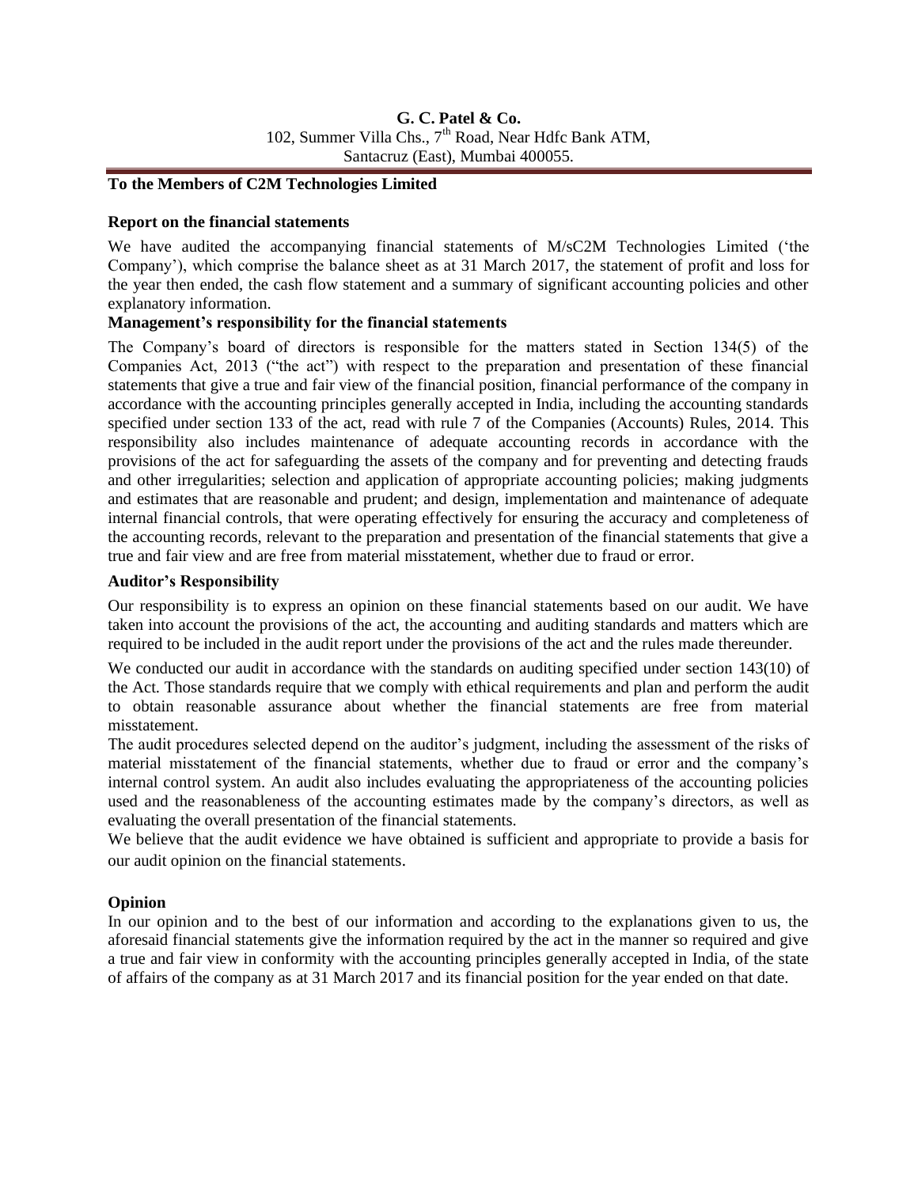**G. C. Patel & Co.**
102, Summer Villa Chs., 7th Road, Near Hdfc Bank ATM,
Santacruz (East), Mumbai 400055.

---

**To the Members of C2M Technologies Limited**

**Report on the financial statements**

We have audited the accompanying financial statements of M/sC2M Technologies Limited ('the Company'), which comprise the balance sheet as at 31 March 2017, the statement of profit and loss for the year then ended, the cash flow statement and a summary of significant accounting policies and other explanatory information.

**Management's responsibility for the financial statements**

The Company's board of directors is responsible for the matters stated in Section 134(5) of the Companies Act, 2013 ("the act") with respect to the preparation and presentation of these financial statements that give a true and fair view of the financial position, financial performance of the company in accordance with the accounting principles generally accepted in India, including the accounting standards specified under section 133 of the act, read with rule 7 of the Companies (Accounts) Rules, 2014. This responsibility also includes maintenance of adequate accounting records in accordance with the provisions of the act for safeguarding the assets of the company and for preventing and detecting frauds and other irregularities; selection and application of appropriate accounting policies; making judgments and estimates that are reasonable and prudent; and design, implementation and maintenance of adequate internal financial controls, that were operating effectively for ensuring the accuracy and completeness of the accounting records, relevant to the preparation and presentation of the financial statements that give a true and fair view and are free from material misstatement, whether due to fraud or error.

**Auditor's Responsibility**

Our responsibility is to express an opinion on these financial statements based on our audit. We have taken into account the provisions of the act, the accounting and auditing standards and matters which are required to be included in the audit report under the provisions of the act and the rules made thereunder.

We conducted our audit in accordance with the standards on auditing specified under section 143(10) of the Act. Those standards require that we comply with ethical requirements and plan and perform the audit to obtain reasonable assurance about whether the financial statements are free from material misstatement.

The audit procedures selected depend on the auditor's judgment, including the assessment of the risks of material misstatement of the financial statements, whether due to fraud or error and the company's internal control system. An audit also includes evaluating the appropriateness of the accounting policies used and the reasonableness of the accounting estimates made by the company's directors, as well as evaluating the overall presentation of the financial statements.

We believe that the audit evidence we have obtained is sufficient and appropriate to provide a basis for our audit opinion on the financial statements.

**Opinion**

In our opinion and to the best of our information and according to the explanations given to us, the aforesaid financial statements give the information required by the act in the manner so required and give a true and fair view in conformity with the accounting principles generally accepted in India, of the state of affairs of the company as at 31 March 2017 and its financial position for the year ended on that date.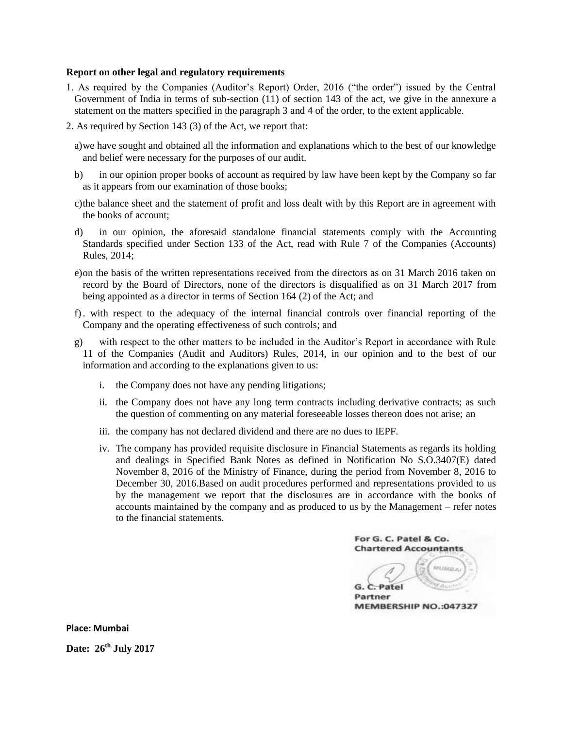**Report on other legal and regulatory requirements**

1. As required by the Companies (Auditor's Report) Order, 2016 ("the order") issued by the Central Government of India in terms of sub-section (11) of section 143 of the act, we give in the annexure a statement on the matters specified in the paragraph 3 and 4 of the order, to the extent applicable.

2. As required by Section 143 (3) of the Act, we report that:

   a) we have sought and obtained all the information and explanations which to the best of our knowledge and belief were necessary for the purposes of our audit.

   b) in our opinion proper books of account as required by law have been kept by the Company so far as it appears from our examination of those books;

   c) the balance sheet and the statement of profit and loss dealt with by this Report are in agreement with the books of account;

   d) in our opinion, the aforesaid standalone financial statements comply with the Accounting Standards specified under Section 133 of the Act, read with Rule 7 of the Companies (Accounts) Rules, 2014;

   e) on the basis of the written representations received from the directors as on 31 March 2016 taken on record by the Board of Directors, none of the directors is disqualified as on 31 March 2017 from being appointed as a director in terms of Section 164 (2) of the Act; and

   f) . with respect to the adequacy of the internal financial controls over financial reporting of the Company and the operating effectiveness of such controls; and

   g) with respect to the other matters to be included in the Auditor's Report in accordance with Rule 11 of the Companies (Audit and Auditors) Rules, 2014, in our opinion and to the best of our information and according to the explanations given to us:

      i. the Company does not have any pending litigations;

      ii. the Company does not have any long term contracts including derivative contracts; as such the question of commenting on any material foreseeable losses thereon does not arise; an

      iii. the company has not declared dividend and there are no dues to IEPF.

      iv. The company has provided requisite disclosure in Financial Statements as regards its holding and dealings in Specified Bank Notes as defined in Notification No S.O.3407(E) dated November 8, 2016 of the Ministry of Finance, during the period from November 8, 2016 to December 30, 2016.Based on audit procedures performed and representations provided to us by the management we report that the disclosures are in accordance with the books of accounts maintained by the company and as produced to us by the Management – refer notes to the financial statements.

For G. C. Patel & Co.
Chartered Accountants

G. C. Patel
Partner
MEMBERSHIP NO.:047327

**Place: Mumbai**

**Date: 26th July 2017**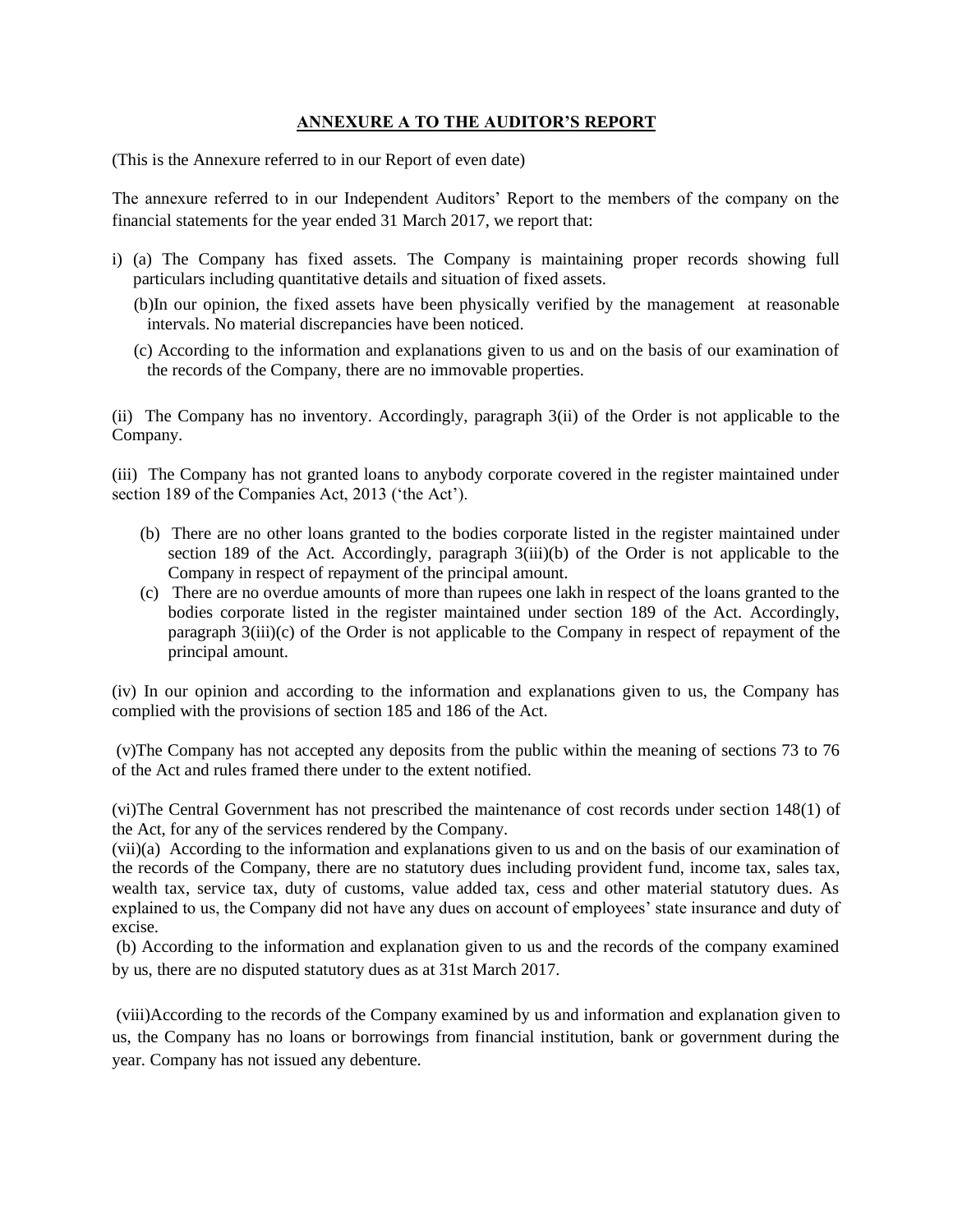## ANNEXURE A TO THE AUDITOR'S REPORT

(This is the Annexure referred to in our Report of even date)

The annexure referred to in our Independent Auditors' Report to the members of the company on the financial statements for the year ended 31 March 2017, we report that:

i) (a) The Company has fixed assets. The Company is maintaining proper records showing full particulars including quantitative details and situation of fixed assets.

(b)In our opinion, the fixed assets have been physically verified by the management at reasonable intervals. No material discrepancies have been noticed.

(c) According to the information and explanations given to us and on the basis of our examination of the records of the Company, there are no immovable properties.

(ii) The Company has no inventory. Accordingly, paragraph 3(ii) of the Order is not applicable to the Company.

(iii) The Company has not granted loans to anybody corporate covered in the register maintained under section 189 of the Companies Act, 2013 ('the Act').

(b) There are no other loans granted to the bodies corporate listed in the register maintained under section 189 of the Act. Accordingly, paragraph 3(iii)(b) of the Order is not applicable to the Company in respect of repayment of the principal amount.

(c) There are no overdue amounts of more than rupees one lakh in respect of the loans granted to the bodies corporate listed in the register maintained under section 189 of the Act. Accordingly, paragraph 3(iii)(c) of the Order is not applicable to the Company in respect of repayment of the principal amount.

(iv) In our opinion and according to the information and explanations given to us, the Company has complied with the provisions of section 185 and 186 of the Act.

(v)The Company has not accepted any deposits from the public within the meaning of sections 73 to 76 of the Act and rules framed there under to the extent notified.

(vi)The Central Government has not prescribed the maintenance of cost records under section 148(1) of the Act, for any of the services rendered by the Company.

(vii)(a) According to the information and explanations given to us and on the basis of our examination of the records of the Company, there are no statutory dues including provident fund, income tax, sales tax, wealth tax, service tax, duty of customs, value added tax, cess and other material statutory dues. As explained to us, the Company did not have any dues on account of employees' state insurance and duty of excise.

(b) According to the information and explanation given to us and the records of the company examined by us, there are no disputed statutory dues as at 31st March 2017.

(viii)According to the records of the Company examined by us and information and explanation given to us, the Company has no loans or borrowings from financial institution, bank or government during the year. Company has not issued any debenture.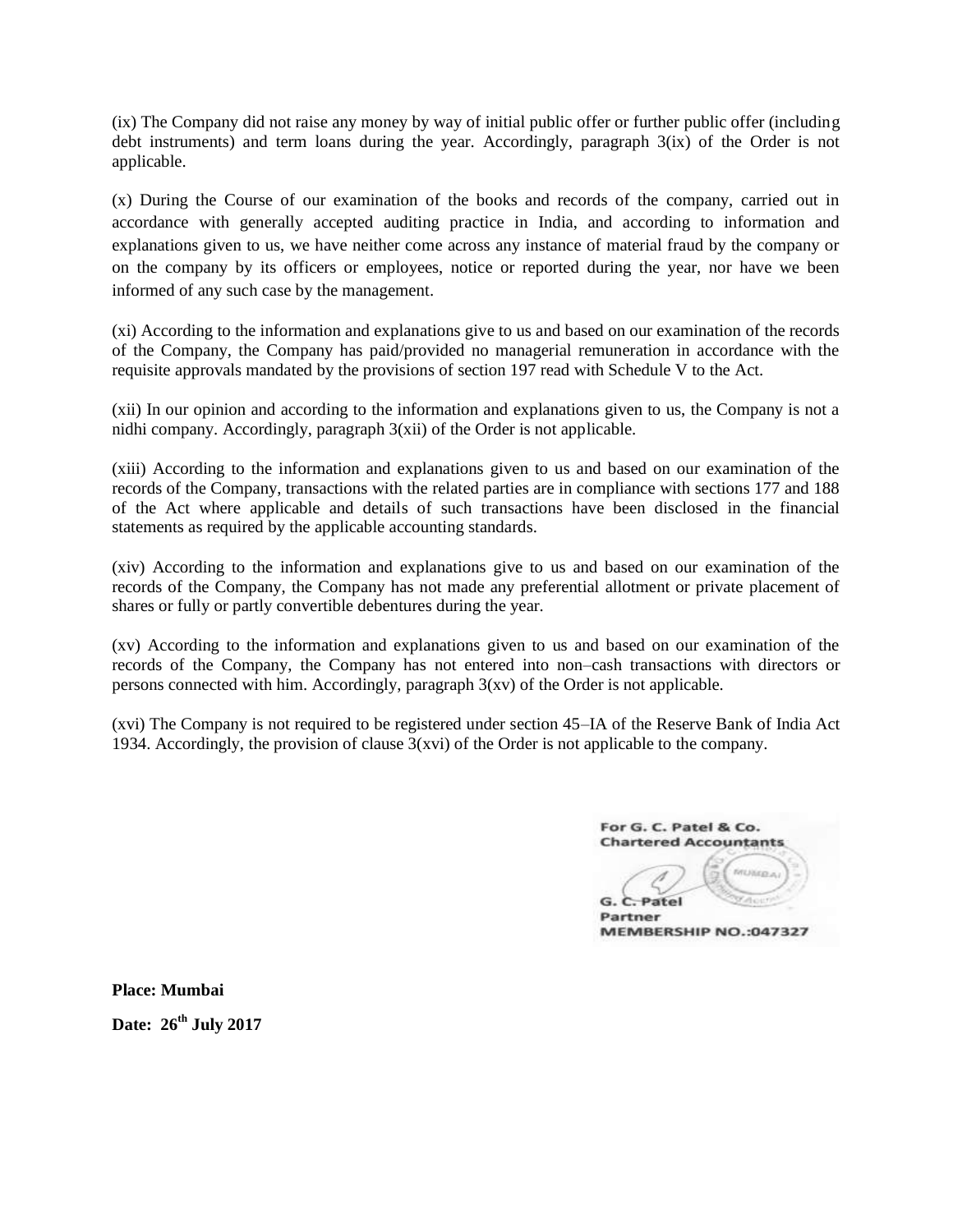(ix) The Company did not raise any money by way of initial public offer or further public offer (including debt instruments) and term loans during the year. Accordingly, paragraph 3(ix) of the Order is not applicable.

(x) During the Course of our examination of the books and records of the company, carried out in accordance with generally accepted auditing practice in India, and according to information and explanations given to us, we have neither come across any instance of material fraud by the company or on the company by its officers or employees, notice or reported during the year, nor have we been informed of any such case by the management.

(xi) According to the information and explanations give to us and based on our examination of the records of the Company, the Company has paid/provided no managerial remuneration in accordance with the requisite approvals mandated by the provisions of section 197 read with Schedule V to the Act.

(xii) In our opinion and according to the information and explanations given to us, the Company is not a nidhi company. Accordingly, paragraph 3(xii) of the Order is not applicable.

(xiii) According to the information and explanations given to us and based on our examination of the records of the Company, transactions with the related parties are in compliance with sections 177 and 188 of the Act where applicable and details of such transactions have been disclosed in the financial statements as required by the applicable accounting standards.

(xiv) According to the information and explanations give to us and based on our examination of the records of the Company, the Company has not made any preferential allotment or private placement of shares or fully or partly convertible debentures during the year.

(xv) According to the information and explanations given to us and based on our examination of the records of the Company, the Company has not entered into non–cash transactions with directors or persons connected with him. Accordingly, paragraph 3(xv) of the Order is not applicable.

(xvi) The Company is not required to be registered under section 45–IA of the Reserve Bank of India Act 1934. Accordingly, the provision of clause 3(xvi) of the Order is not applicable to the company.

For G. C. Patel & Co.
Chartered Accountants

G. C. Patel
Partner
MEMBERSHIP NO.:047327

**Place: Mumbai**

**Date: 26th July 2017**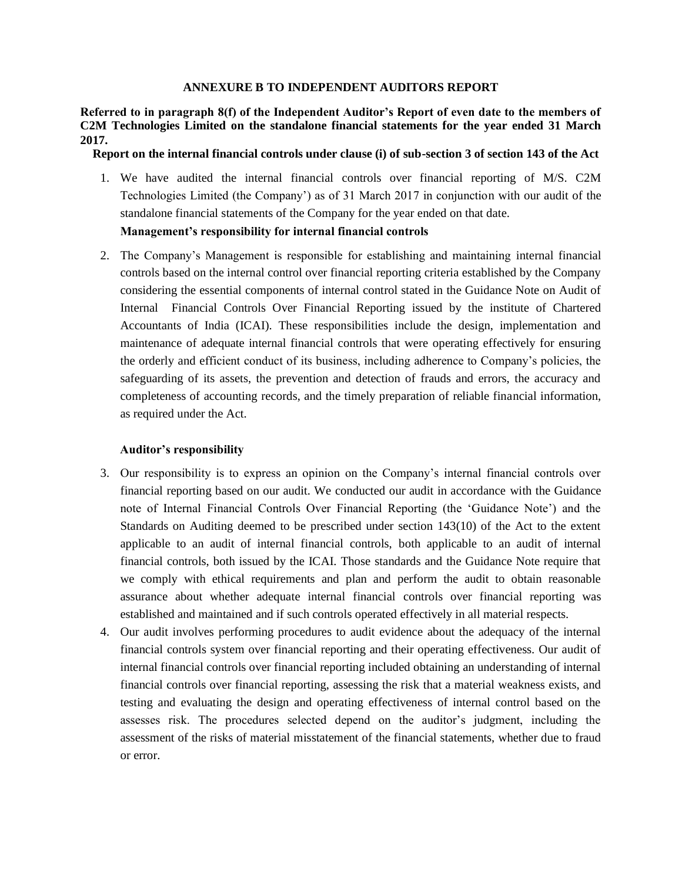**ANNEXURE B TO INDEPENDENT AUDITORS REPORT**

**Referred to in paragraph 8(f) of the Independent Auditor's Report of even date to the members of C2M Technologies Limited on the standalone financial statements for the year ended 31 March 2017.**

**Report on the internal financial controls under clause (i) of sub-section 3 of section 143 of the Act**

1. We have audited the internal financial controls over financial reporting of M/S. C2M Technologies Limited (the Company') as of 31 March 2017 in conjunction with our audit of the standalone financial statements of the Company for the year ended on that date.

   **Management's responsibility for internal financial controls**

2. The Company's Management is responsible for establishing and maintaining internal financial controls based on the internal control over financial reporting criteria established by the Company considering the essential components of internal control stated in the Guidance Note on Audit of Internal Financial Controls Over Financial Reporting issued by the institute of Chartered Accountants of India (ICAI). These responsibilities include the design, implementation and maintenance of adequate internal financial controls that were operating effectively for ensuring the orderly and efficient conduct of its business, including adherence to Company's policies, the safeguarding of its assets, the prevention and detection of frauds and errors, the accuracy and completeness of accounting records, and the timely preparation of reliable financial information, as required under the Act.

   **Auditor's responsibility**

3. Our responsibility is to express an opinion on the Company's internal financial controls over financial reporting based on our audit. We conducted our audit in accordance with the Guidance note of Internal Financial Controls Over Financial Reporting (the 'Guidance Note') and the Standards on Auditing deemed to be prescribed under section 143(10) of the Act to the extent applicable to an audit of internal financial controls, both applicable to an audit of internal financial controls, both issued by the ICAI. Those standards and the Guidance Note require that we comply with ethical requirements and plan and perform the audit to obtain reasonable assurance about whether adequate internal financial controls over financial reporting was established and maintained and if such controls operated effectively in all material respects.
4. Our audit involves performing procedures to audit evidence about the adequacy of the internal financial controls system over financial reporting and their operating effectiveness. Our audit of internal financial controls over financial reporting included obtaining an understanding of internal financial controls over financial reporting, assessing the risk that a material weakness exists, and testing and evaluating the design and operating effectiveness of internal control based on the assesses risk. The procedures selected depend on the auditor's judgment, including the assessment of the risks of material misstatement of the financial statements, whether due to fraud or error.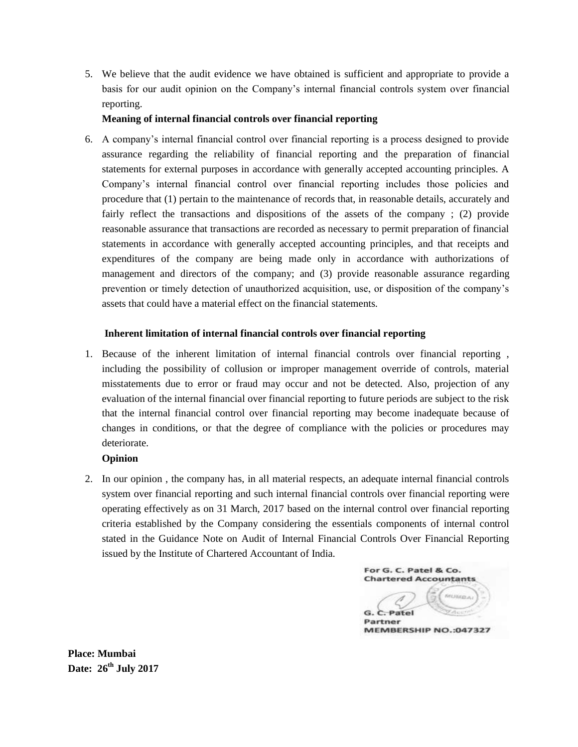5. We believe that the audit evidence we have obtained is sufficient and appropriate to provide a basis for our audit opinion on the Company's internal financial controls system over financial reporting.

**Meaning of internal financial controls over financial reporting**

6. A company's internal financial control over financial reporting is a process designed to provide assurance regarding the reliability of financial reporting and the preparation of financial statements for external purposes in accordance with generally accepted accounting principles. A Company's internal financial control over financial reporting includes those policies and procedure that (1) pertain to the maintenance of records that, in reasonable details, accurately and fairly reflect the transactions and dispositions of the assets of the company ; (2) provide reasonable assurance that transactions are recorded as necessary to permit preparation of financial statements in accordance with generally accepted accounting principles, and that receipts and expenditures of the company are being made only in accordance with authorizations of management and directors of the company; and (3) provide reasonable assurance regarding prevention or timely detection of unauthorized acquisition, use, or disposition of the company's assets that could have a material effect on the financial statements.

**Inherent limitation of internal financial controls over financial reporting**

1. Because of the inherent limitation of internal financial controls over financial reporting , including the possibility of collusion or improper management override of controls, material misstatements due to error or fraud may occur and not be detected. Also, projection of any evaluation of the internal financial over financial reporting to future periods are subject to the risk that the internal financial control over financial reporting may become inadequate because of changes in conditions, or that the degree of compliance with the policies or procedures may deteriorate.

**Opinion**

2. In our opinion , the company has, in all material respects, an adequate internal financial controls system over financial reporting and such internal financial controls over financial reporting were operating effectively as on 31 March, 2017 based on the internal control over financial reporting criteria established by the Company considering the essentials components of internal control stated in the Guidance Note on Audit of Internal Financial Controls Over Financial Reporting issued by the Institute of Chartered Accountant of India.

For G. C. Patel & Co.
Chartered Accountants

G. C. Patel
Partner
MEMBERSHIP NO.:047327

**Place: Mumbai**
**Date: 26th July 2017**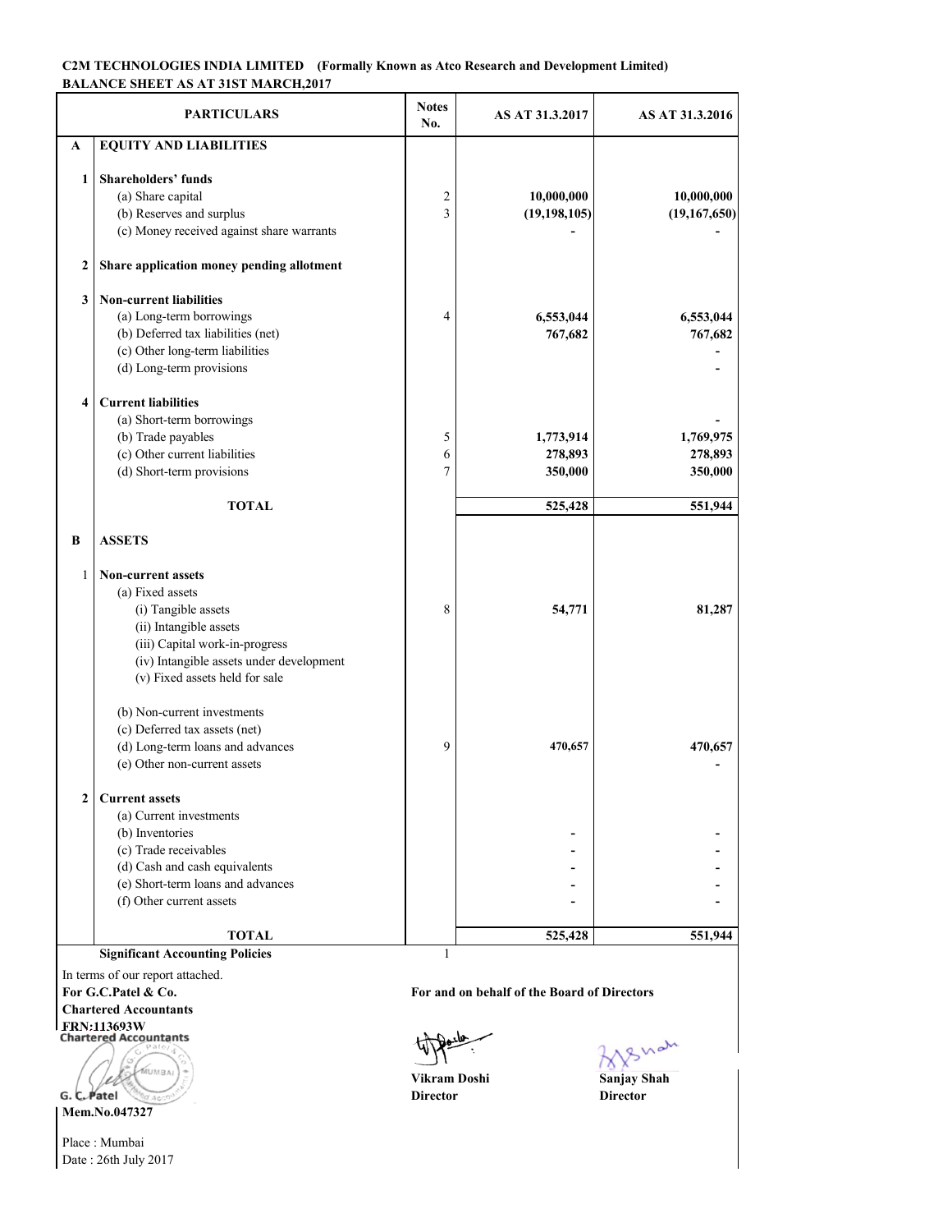**C2M TECHNOLOGIES INDIA LIMITED (Formally Known as Atco Research and Development Limited)**
**BALANCE SHEET AS AT 31ST MARCH,2017**

| | PARTICULARS | Notes No. | AS AT 31.3.2017 | AS AT 31.3.2016 |
|---|---|---|---|---|
| **A** | **EQUITY AND LIABILITIES** | | | |
| **1** | **Shareholders' funds** | | | |
| | (a) Share capital | 2 | **10,000,000** | **10,000,000** |
| | (b) Reserves and surplus | 3 | **(19,198,105)** | **(19,167,650)** |
| | (c) Money received against share warrants | | **-** | **-** |
| **2** | **Share application money pending allotment** | | | |
| **3** | **Non-current liabilities** | | | |
| | (a) Long-term borrowings | 4 | **6,553,044** | **6,553,044** |
| | (b) Deferred tax liabilities (net) | | **767,682** | **767,682** |
| | (c) Other long-term liabilities | | | **-** |
| | (d) Long-term provisions | | | **-** |
| **4** | **Current liabilities** | | | |
| | (a) Short-term borrowings | | | **-** |
| | (b) Trade payables | 5 | **1,773,914** | **1,769,975** |
| | (c) Other current liabilities | 6 | **278,893** | **278,893** |
| | (d) Short-term provisions | 7 | **350,000** | **350,000** |
| | **TOTAL** | | **525,428** | **551,944** |
| **B** | **ASSETS** | | | |
| 1 | **Non-current assets** | | | |
| | (a) Fixed assets | | | |
| | (i) Tangible assets | 8 | **54,771** | **81,287** |
| | (ii) Intangible assets | | | |
| | (iii) Capital work-in-progress | | | |
| | (iv) Intangible assets under development | | | |
| | (v) Fixed assets held for sale | | | |
| | (b) Non-current investments | | | |
| | (c) Deferred tax assets (net) | | | |
| | (d) Long-term loans and advances | 9 | **470,657** | **470,657** |
| | (e) Other non-current assets | | | **-** |
| **2** | **Current assets** | | | |
| | (a) Current investments | | | |
| | (b) Inventories | | **-** | **-** |
| | (c) Trade receivables | | **-** | **-** |
| | (d) Cash and cash equivalents | | **-** | **-** |
| | (e) Short-term loans and advances | | **-** | **-** |
| | (f) Other current assets | | **-** | **-** |
| | **TOTAL** | | **525,428** | **551,944** |
| | **Significant Accounting Policies** | 1 | | |

In terms of our report attached.
**For G.C.Patel & Co.**
**Chartered Accountants**
**FRN:113693W**

**For and on behalf of the Board of Directors**

G. C. Patel
**Mem.No.047327**

**Vikram Doshi**
**Director**

**Sanjay Shah**
**Director**

Place : Mumbai
Date : 26th July 2017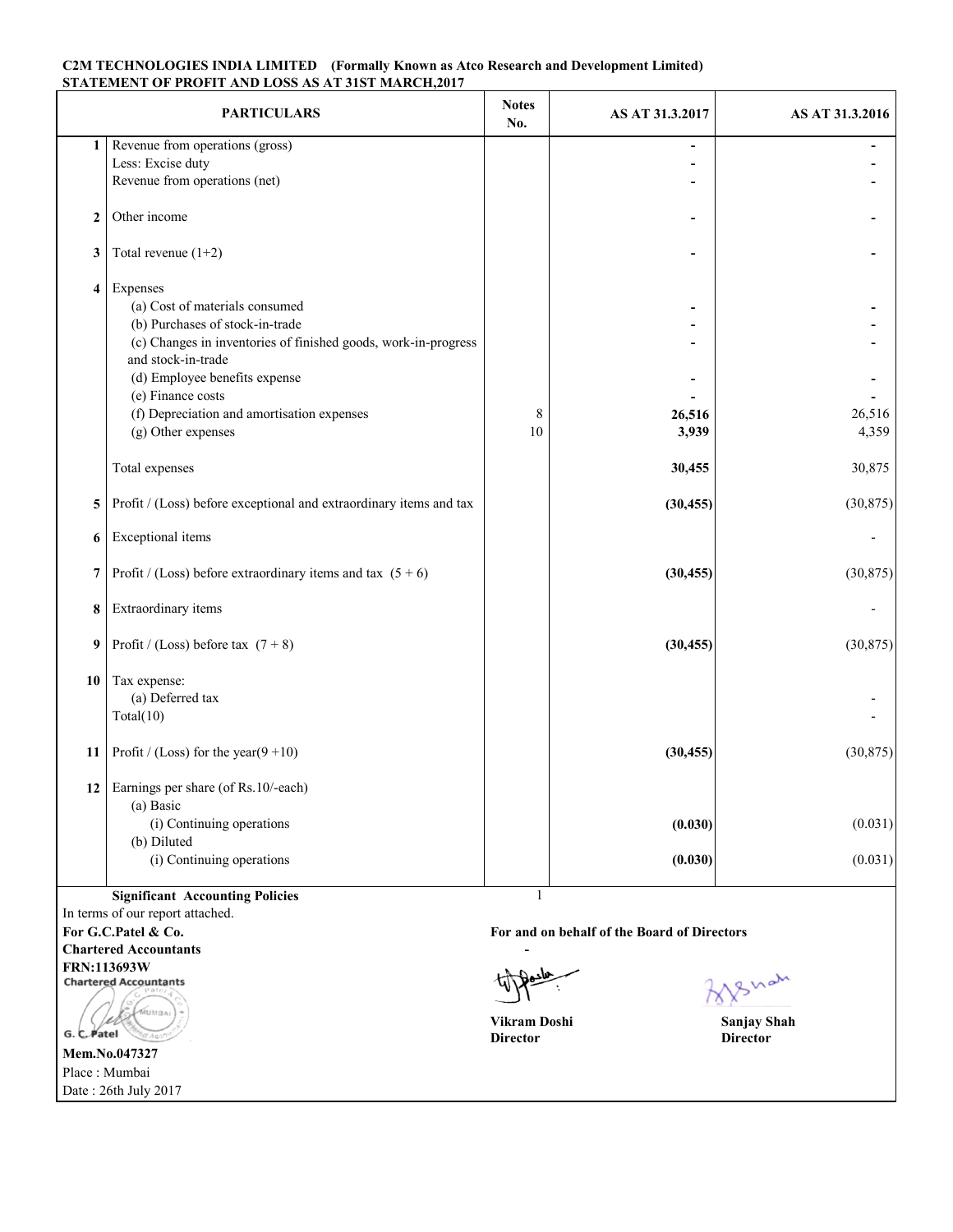**C2M TECHNOLOGIES INDIA LIMITED (Formally Known as Atco Research and Development Limited)**
**STATEMENT OF PROFIT AND LOSS AS AT 31ST MARCH,2017**

| | PARTICULARS | Notes No. | AS AT 31.3.2017 | AS AT 31.3.2016 |
|---|---|---|---|---|
| 1 | Revenue from operations (gross) | | - | - |
| | Less: Excise duty | | - | - |
| | Revenue from operations (net) | | - | - |
| 2 | Other income | | - | - |
| 3 | Total revenue (1+2) | | - | - |
| 4 | Expenses | | | |
| | (a) Cost of materials consumed | | - | - |
| | (b) Purchases of stock-in-trade | | - | - |
| | (c) Changes in inventories of finished goods, work-in-progress and stock-in-trade | | - | - |
| | (d) Employee benefits expense | | - | - |
| | (e) Finance costs | | - | - |
| | (f) Depreciation and amortisation expenses | 8 | **26,516** | 26,516 |
| | (g) Other expenses | 10 | **3,939** | 4,359 |
| | Total expenses | | **30,455** | 30,875 |
| 5 | Profit / (Loss) before exceptional and extraordinary items and tax | | **(30,455)** | (30,875) |
| 6 | Exceptional items | | | - |
| 7 | Profit / (Loss) before extraordinary items and tax (5 + 6) | | **(30,455)** | (30,875) |
| 8 | Extraordinary items | | | - |
| 9 | Profit / (Loss) before tax (7 + 8) | | **(30,455)** | (30,875) |
| 10 | Tax expense: | | | |
| | (a) Deferred tax | | | - |
| | Total(10) | | | - |
| 11 | Profit / (Loss) for the year(9 +10) | | **(30,455)** | (30,875) |
| 12 | Earnings per share (of Rs.10/-each) | | | |
| | (a) Basic | | | |
| | (i) Continuing operations | | **(0.030)** | (0.031) |
| | (b) Diluted | | | |
| | (i) Continuing operations | | **(0.030)** | (0.031) |
| | **Significant Accounting Policies** | 1 | | |

In terms of our report attached.

**For G.C.Patel & Co.**
**Chartered Accountants**
**FRN:113693W**

G. C. Patel
**Mem.No.047327**
Place : Mumbai
Date : 26th July 2017

**For and on behalf of the Board of Directors**

**Vikram Doshi**
**Director**

**Sanjay Shah**
**Director**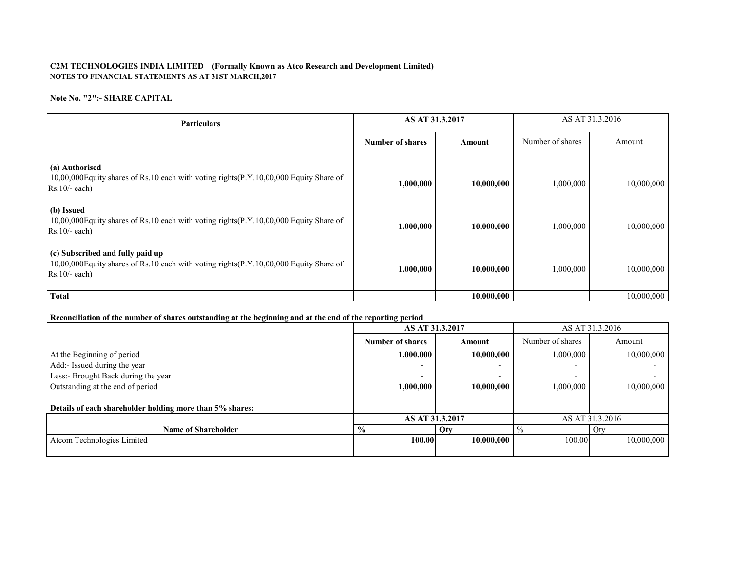**C2M TECHNOLOGIES INDIA LIMITED (Formally Known as Atco Research and Development Limited)**
**NOTES TO FINANCIAL STATEMENTS AS AT 31ST MARCH,2017**

**Note No. "2":- SHARE CAPITAL**

| Particulars | AS AT 31.3.2017 | | AS AT 31.3.2016 | |
|---|---|---|---|---|
| | **Number of shares** | **Amount** | Number of shares | Amount |
| **(a) Authorised**<br>10,00,000Equity shares of Rs.10 each with voting rights(P.Y.10,00,000 Equity Share of Rs.10/- each) | **1,000,000** | **10,000,000** | 1,000,000 | 10,000,000 |
| **(b) Issued**<br>10,00,000Equity shares of Rs.10 each with voting rights(P.Y.10,00,000 Equity Share of Rs.10/- each) | **1,000,000** | **10,000,000** | 1,000,000 | 10,000,000 |
| **(c) Subscribed and fully paid up**<br>10,00,000Equity shares of Rs.10 each with voting rights(P.Y.10,00,000 Equity Share of Rs.10/- each) | **1,000,000** | **10,000,000** | 1,000,000 | 10,000,000 |
| **Total** | | **10,000,000** | | 10,000,000 |

**Reconciliation of the number of shares outstanding at the beginning and at the end of the reporting period**

| | AS AT 31.3.2017 | | AS AT 31.3.2016 | |
|---|---|---|---|---|
| | **Number of shares** | **Amount** | Number of shares | Amount |
| At the Beginning of period | **1,000,000** | **10,000,000** | 1,000,000 | 10,000,000 |
| Add:- Issued during the year | **-** | **-** | - | - |
| Less:- Brought Back during the year | **-** | **-** | - | - |
| Outstanding at the end of period | **1,000,000** | **10,000,000** | 1,000,000 | 10,000,000 |

**Details of each shareholder holding more than 5% shares:**

| Name of Shareholder | AS AT 31.3.2017 | | AS AT 31.3.2016 | |
|---|---|---|---|---|
| | **%** | **Qty** | % | Qty |
| Atcom Technologies Limited | **100.00** | **10,000,000** | 100.00 | 10,000,000 |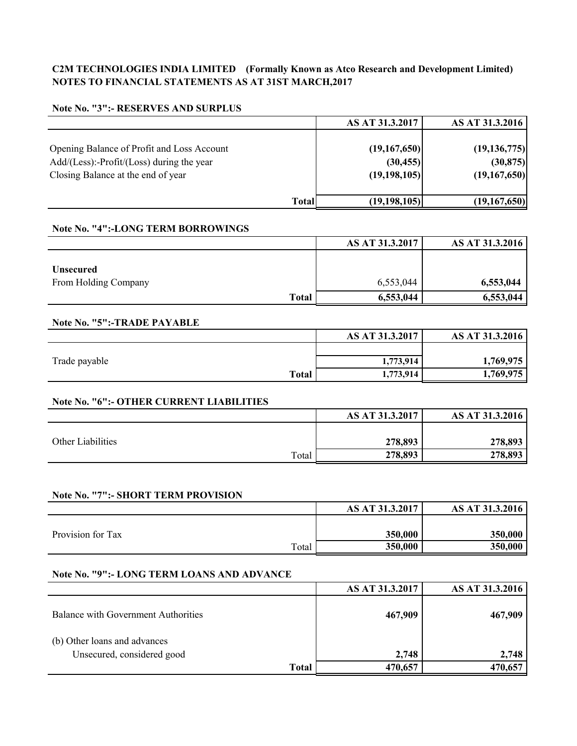**C2M TECHNOLOGIES INDIA LIMITED (Formally Known as Atco Research and Development Limited)**
**NOTES TO FINANCIAL STATEMENTS AS AT 31ST MARCH,2017**

**Note No. "3":- RESERVES AND SURPLUS**

| | AS AT 31.3.2017 | AS AT 31.3.2016 |
|---|---|---|
| Opening Balance of Profit and Loss Account | (19,167,650) | (19,136,775) |
| Add/(Less):-Profit/(Loss) during the year | (30,455) | (30,875) |
| Closing Balance at the end of year | (19,198,105) | (19,167,650) |
| **Total** | **(19,198,105)** | **(19,167,650)** |

**Note No. "4":-LONG TERM BORROWINGS**

| | AS AT 31.3.2017 | AS AT 31.3.2016 |
|---|---|---|
| **Unsecured** | | |
| From Holding Company | 6,553,044 | **6,553,044** |
| **Total** | **6,553,044** | **6,553,044** |

**Note No. "5":-TRADE PAYABLE**

| | AS AT 31.3.2017 | AS AT 31.3.2016 |
|---|---|---|
| Trade payable | **1,773,914** | **1,769,975** |
| **Total** | **1,773,914** | **1,769,975** |

**Note No. "6":- OTHER CURRENT LIABILITIES**

| | AS AT 31.3.2017 | AS AT 31.3.2016 |
|---|---|---|
| Other Liabilities | **278,893** | **278,893** |
| Total | **278,893** | **278,893** |

**Note No. "7":- SHORT TERM PROVISION**

| | AS AT 31.3.2017 | AS AT 31.3.2016 |
|---|---|---|
| Provision for Tax | **350,000** | **350,000** |
| Total | **350,000** | **350,000** |

**Note No. "9":- LONG TERM LOANS AND ADVANCE**

| | AS AT 31.3.2017 | AS AT 31.3.2016 |
|---|---|---|
| Balance with Government Authorities | **467,909** | **467,909** |
| (b) Other loans and advances | | |
| Unsecured, considered good | **2,748** | **2,748** |
| **Total** | **470,657** | **470,657** |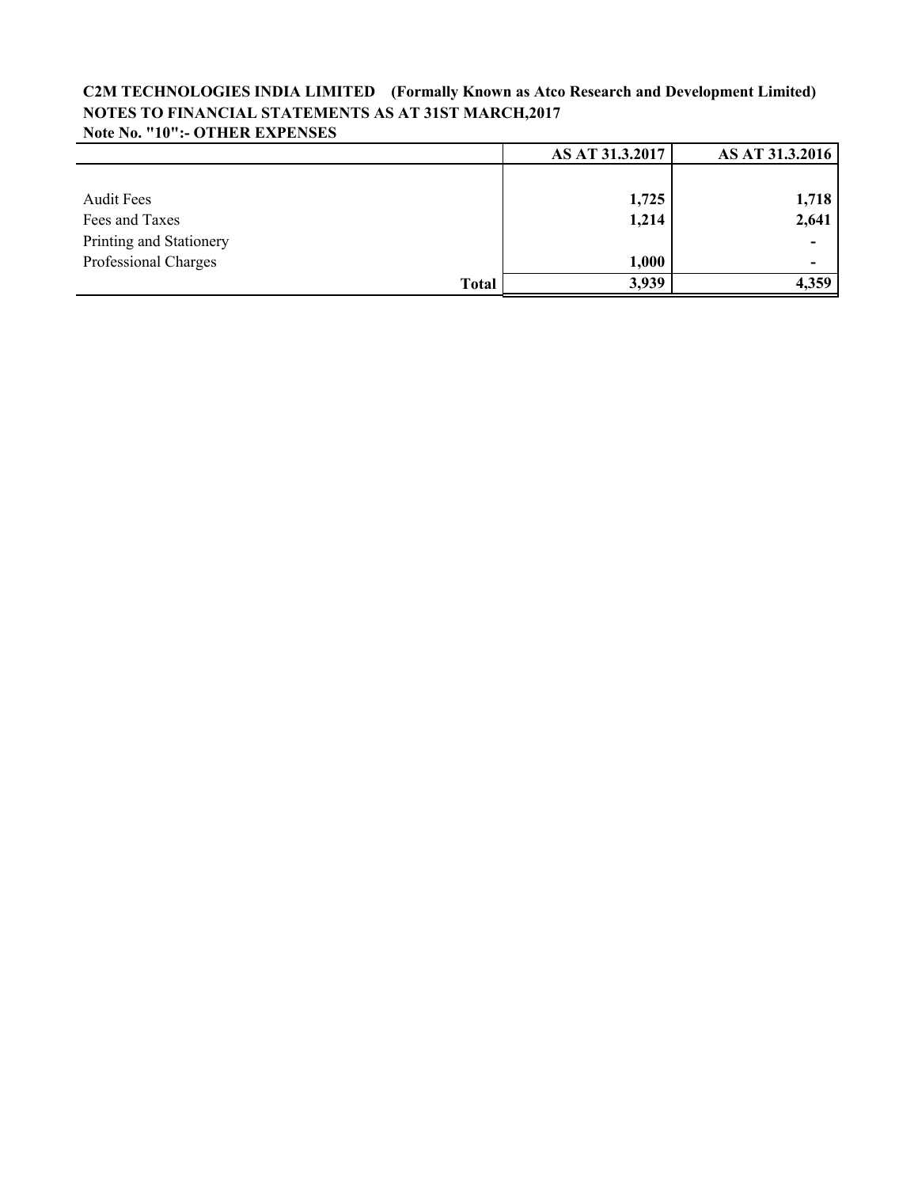**C2M TECHNOLOGIES INDIA LIMITED (Formally Known as Atco Research and Development Limited)**
**NOTES TO FINANCIAL STATEMENTS AS AT 31ST MARCH,2017**
**Note No. "10":- OTHER EXPENSES**

| | AS AT 31.3.2017 | AS AT 31.3.2016 |
|---|---|---|
| Audit Fees | 1,725 | 1,718 |
| Fees and Taxes | 1,214 | 2,641 |
| Printing and Stationery | | - |
| Professional Charges | 1,000 | - |
| **Total** | **3,939** | **4,359** |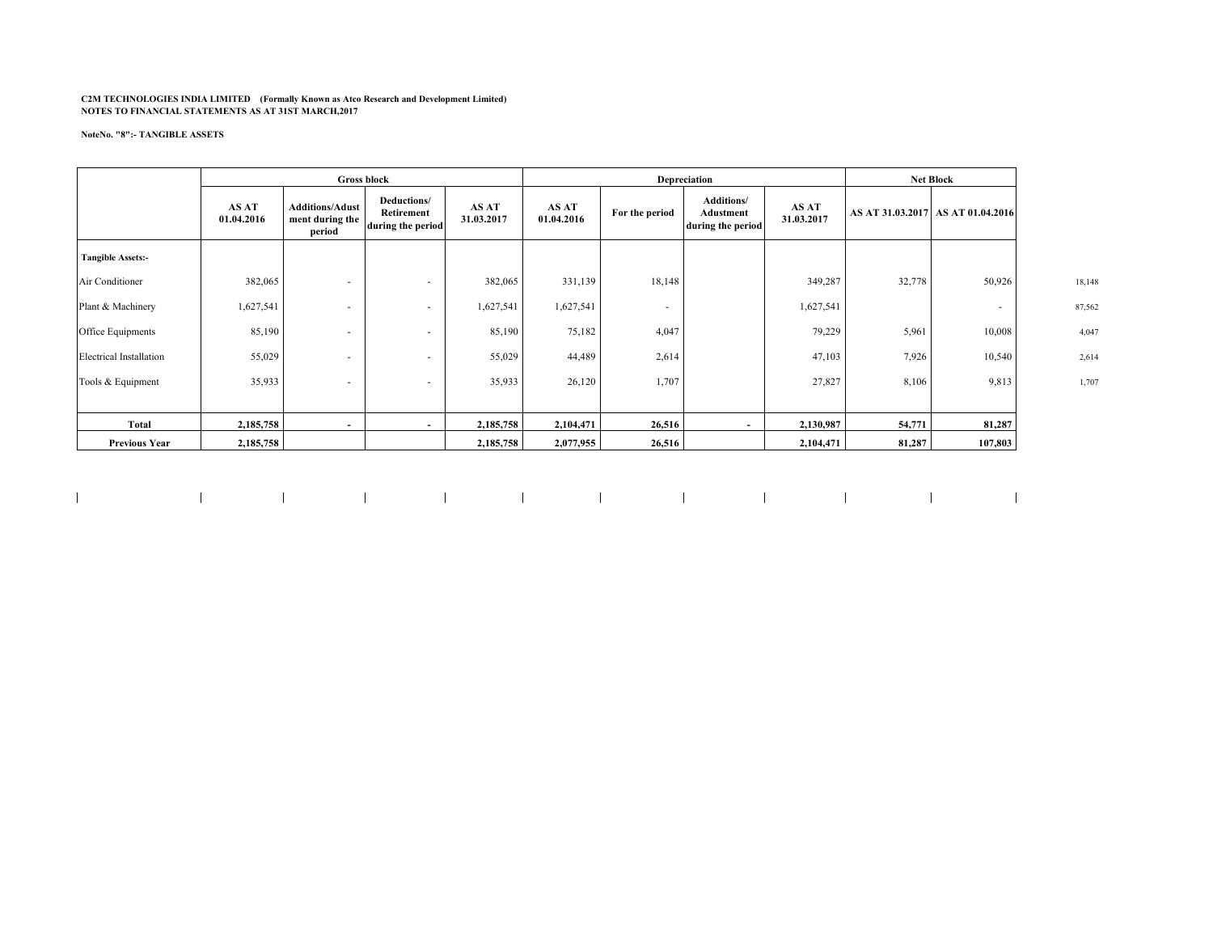**C2M TECHNOLOGIES INDIA LIMITED (Formally Known as Atco Research and Development Limited)**
**NOTES TO FINANCIAL STATEMENTS AS AT 31ST MARCH,2017**

**NoteNo. "8":- TANGIBLE ASSETS**

| | Gross block | | | | Depreciation | | | | Net Block | | |
|---|---|---|---|---|---|---|---|---|---|---|---|
| | AS AT 01.04.2016 | Additions/Adjustment during the period | Deductions/ Retirement during the period | AS AT 31.03.2017 | AS AT 01.04.2016 | For the period | Additions/ Adustment during the period | AS AT 31.03.2017 | AS AT 31.03.2017 | AS AT 01.04.2016 | |
| **Tangible Assets:-** | | | | | | | | | | | |
| Air Conditioner | 382,065 | - | - | 382,065 | 331,139 | 18,148 | | 349,287 | 32,778 | 50,926 | 18,148 |
| Plant & Machinery | 1,627,541 | - | - | 1,627,541 | 1,627,541 | - | | 1,627,541 | | - | 87,562 |
| Office Equipments | 85,190 | - | - | 85,190 | 75,182 | 4,047 | | 79,229 | 5,961 | 10,008 | 4,047 |
| Electrical Installation | 55,029 | - | - | 55,029 | 44,489 | 2,614 | | 47,103 | 7,926 | 10,540 | 2,614 |
| Tools & Equipment | 35,933 | - | - | 35,933 | 26,120 | 1,707 | | 27,827 | 8,106 | 9,813 | 1,707 |
| **Total** | **2,185,758** | **-** | **-** | **2,185,758** | **2,104,471** | **26,516** | **-** | **2,130,987** | **54,771** | **81,287** | |
| **Previous Year** | **2,185,758** | | | **2,185,758** | **2,077,955** | **26,516** | | **2,104,471** | **81,287** | **107,803** | |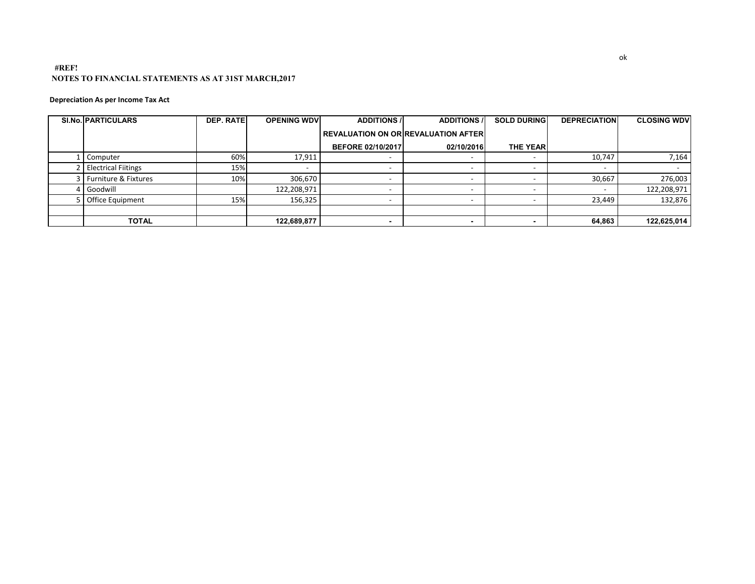ok

**#REF!**

**NOTES TO FINANCIAL STATEMENTS AS AT 31ST MARCH,2017**

**Depreciation As per Income Tax Act**

| SI.No. | PARTICULARS | DEP. RATE | OPENING WDV | ADDITIONS / REVALUATION ON OR BEFORE 02/10/2017 | ADDITIONS / REVALUATION AFTER 02/10/2016 | SOLD DURING THE YEAR | DEPRECIATION | CLOSING WDV |
|---|---|---|---|---|---|---|---|---|
| 1 | Computer | 60% | 17,911 | - | - | - | 10,747 | 7,164 |
| 2 | Electrical Fiitings | 15% | - | - | - | - | - | - |
| 3 | Furniture & Fixtures | 10% | 306,670 | - | - | - | 30,667 | 276,003 |
| 4 | Goodwill | | 122,208,971 | - | - | - | - | 122,208,971 |
| 5 | Office Equipment | 15% | 156,325 | - | - | - | 23,449 | 132,876 |
| | | | | | | | | |
| | **TOTAL** | | **122,689,877** | **-** | **-** | **-** | **64,863** | **122,625,014** |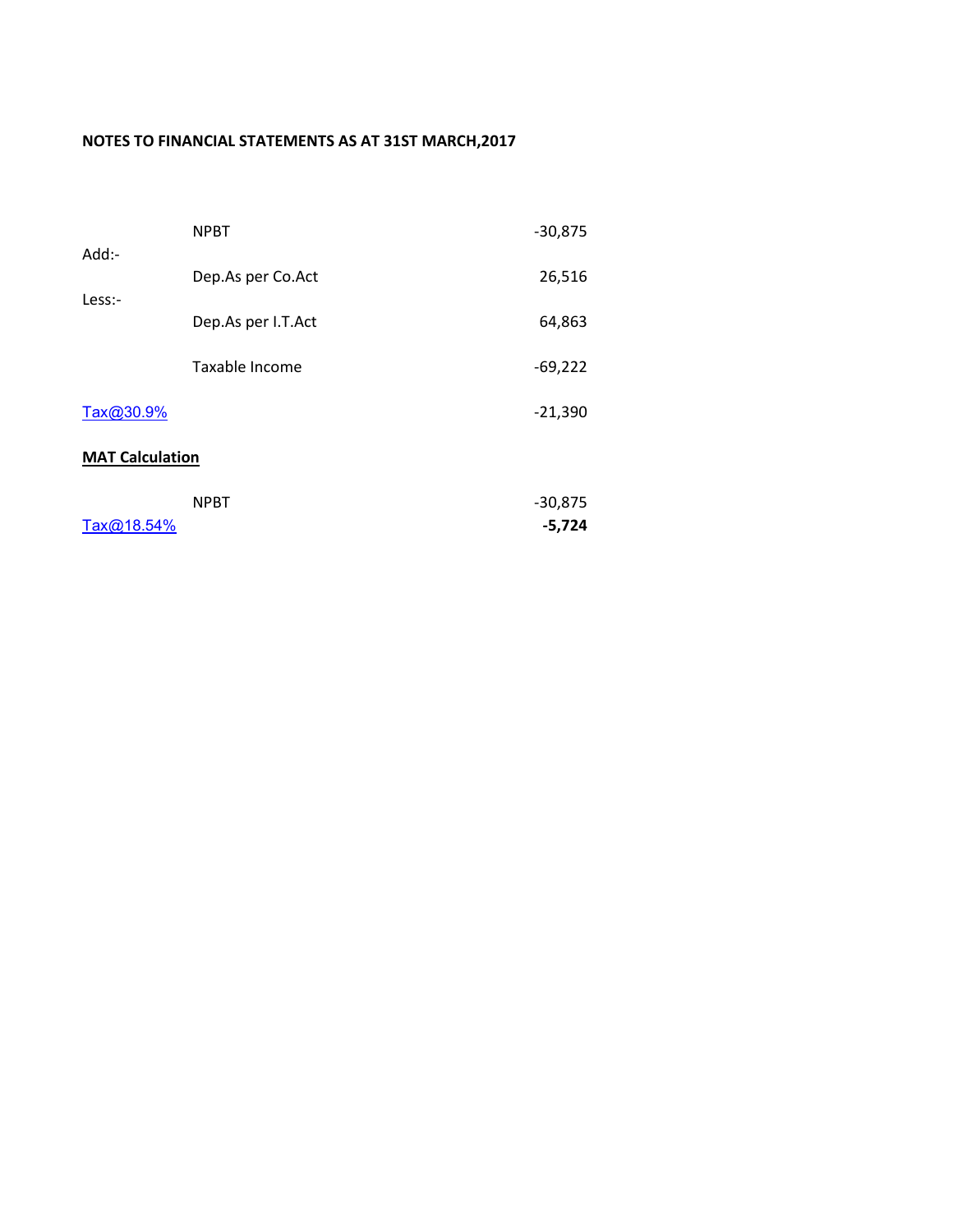**NOTES TO FINANCIAL STATEMENTS AS AT 31ST MARCH,2017**

| | | |
|---|---|---|
| | NPBT | -30,875 |
| Add:- | | |
| | Dep.As per Co.Act | 26,516 |
| Less:- | | |
| | Dep.As per I.T.Act | 64,863 |
| | Taxable Income | -69,222 |
| Tax@30.9% | | -21,390 |

**MAT Calculation**

| | | |
|---|---|---|
| | NPBT | -30,875 |
| Tax@18.54% | | **-5,724** |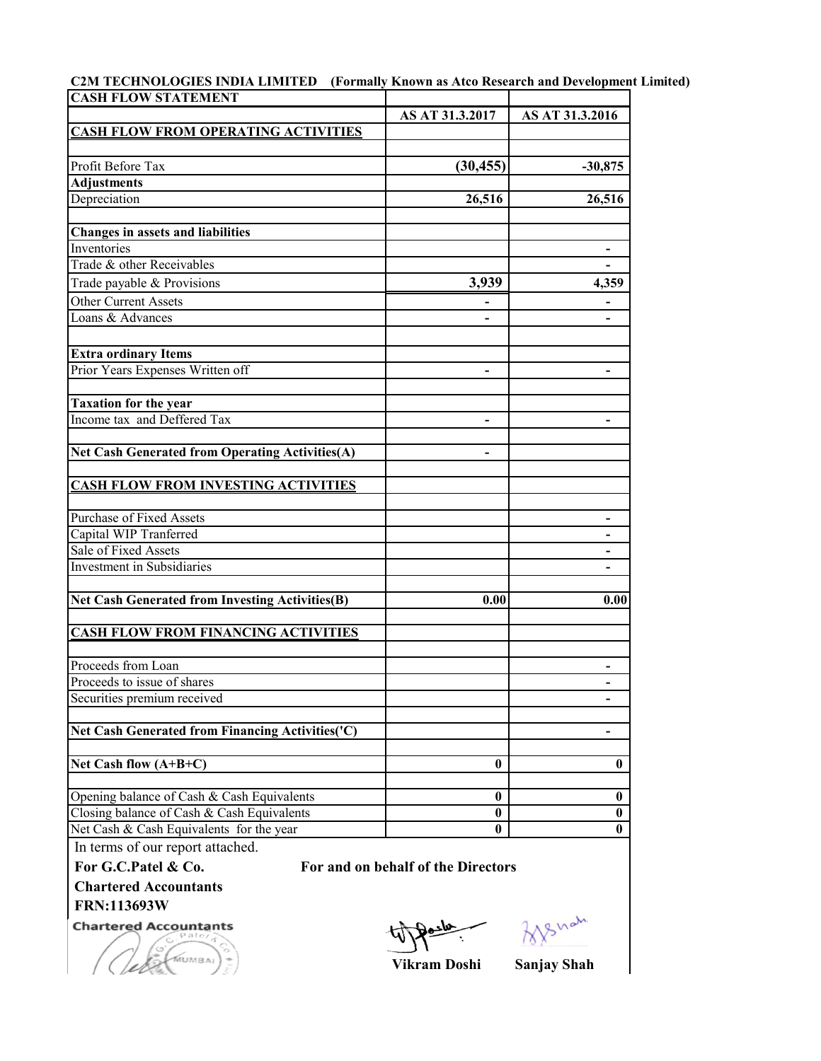**C2M TECHNOLOGIES INDIA LIMITED (Formally Known as Atco Research and Development Limited)**

| CASH FLOW STATEMENT | | |
|---|---|---|
| | AS AT 31.3.2017 | AS AT 31.3.2016 |
| **CASH FLOW FROM OPERATING ACTIVITIES** | | |
| | | |
| Profit Before Tax | (30,455) | -30,875 |
| **Adjustments** | | |
| Depreciation | 26,516 | 26,516 |
| | | |
| **Changes in assets and liabilities** | | |
| Inventories | | - |
| Trade & other Receivables | | - |
| Trade payable & Provisions | 3,939 | 4,359 |
| Other Current Assets | - | - |
| Loans & Advances | - | - |
| | | |
| **Extra ordinary Items** | | |
| Prior Years Expenses Written off | - | - |
| | | |
| **Taxation for the year** | | |
| Income tax and Deffered Tax | - | - |
| | | |
| **Net Cash Generated from Operating Activities(A)** | - | |
| | | |
| **CASH FLOW FROM INVESTING ACTIVITIES** | | |
| | | |
| Purchase of Fixed Assets | | - |
| Capital WIP Tranferred | | - |
| Sale of Fixed Assets | | - |
| Investment in Subsidiaries | | - |
| | | |
| **Net Cash Generated from Investing Activities(B)** | 0.00 | 0.00 |
| | | |
| **CASH FLOW FROM FINANCING ACTIVITIES** | | |
| | | |
| Proceeds from Loan | | - |
| Proceeds to issue of shares | | - |
| Securities premium received | | - |
| | | |
| **Net Cash Generated from Financing Activities('C)** | | - |
| | | |
| **Net Cash flow (A+B+C)** | 0 | 0 |
| | | |
| Opening balance of Cash & Cash Equivalents | 0 | 0 |
| Closing balance of Cash & Cash Equivalents | 0 | 0 |
| Net Cash & Cash Equivalents for the year | 0 | 0 |

In terms of our report attached.

**For G.C.Patel & Co.**
**Chartered Accountants**
**FRN:113693W**

**For and on behalf of the Directors**

**Vikram Doshi** **Sanjay Shah**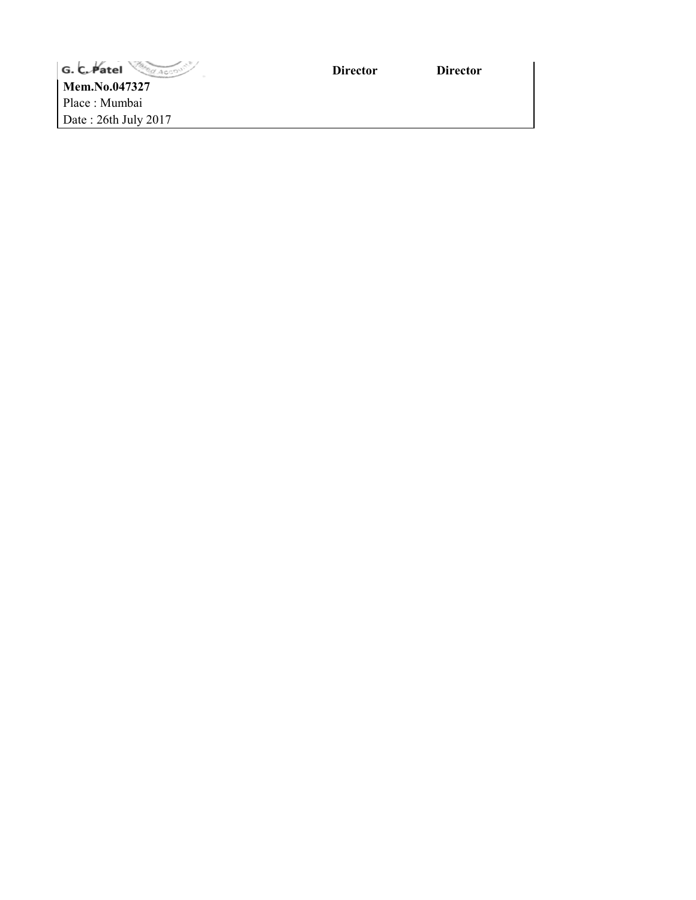| | | |
|---|---|---|
| G. C. Patel | **Director** | **Director** |
| **Mem.No.047327** | | |
| Place : Mumbai | | |
| Date : 26th July 2017 | | |